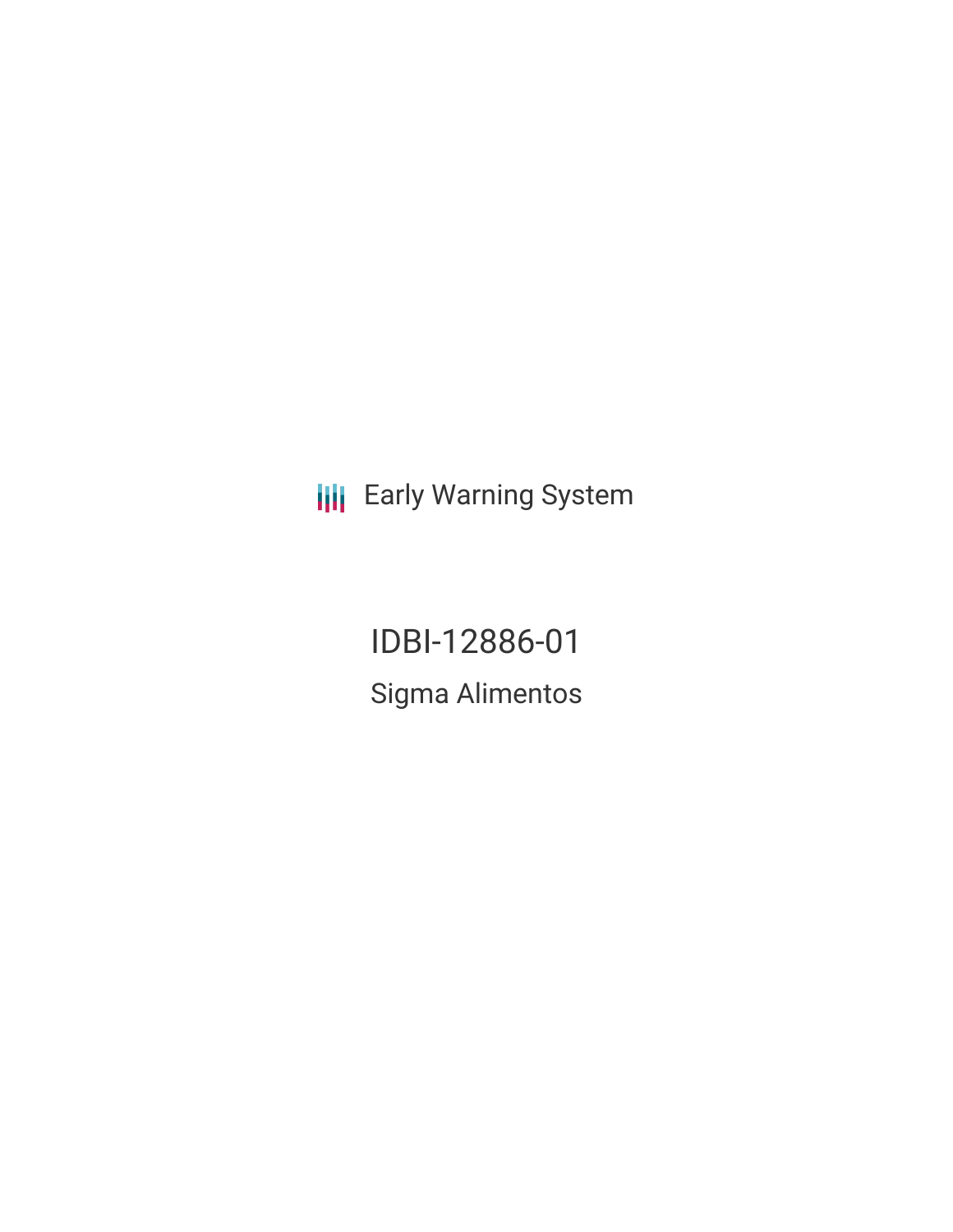Early Warning System

# IDBI-12886-01

## Sigma Alimentos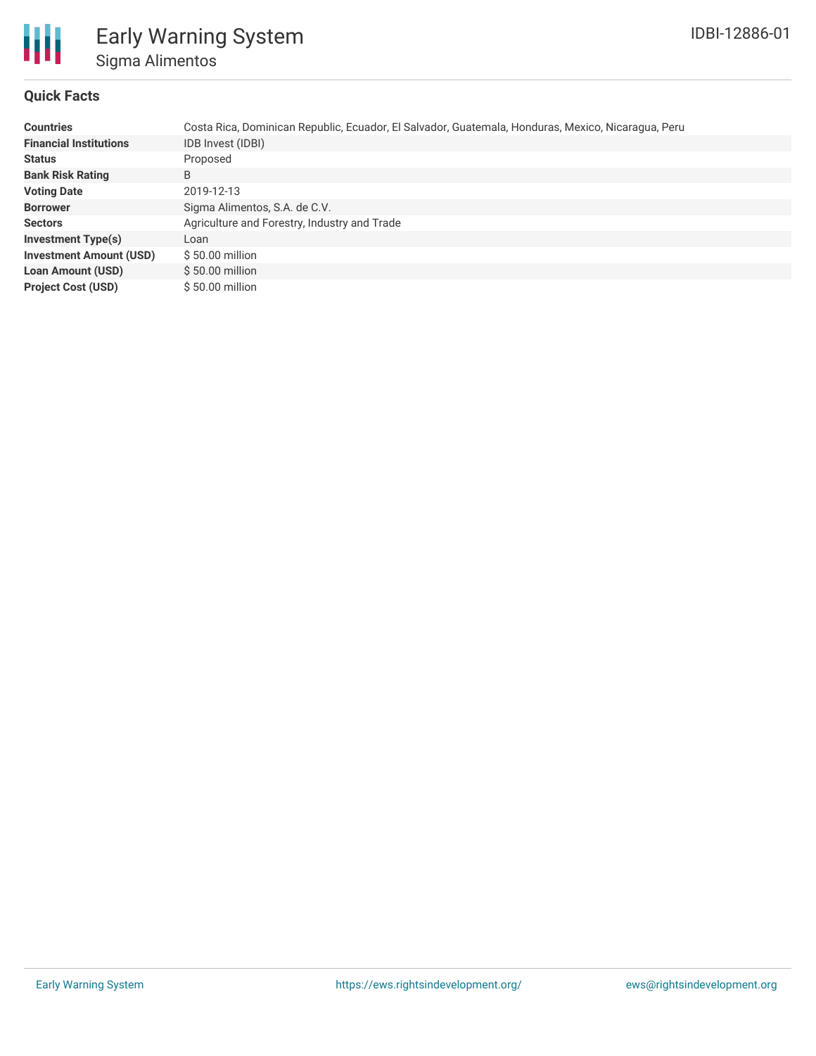# Early Warning System

## Sigma Alimentos

IDBI-12886-01

### Quick Facts

| | |
|---|---|
| **Countries** | Costa Rica, Dominican Republic, Ecuador, El Salvador, Guatemala, Honduras, Mexico, Nicaragua, Peru |
| **Financial Institutions** | IDB Invest (IDBI) |
| **Status** | Proposed |
| **Bank Risk Rating** | B |
| **Voting Date** | 2019-12-13 |
| **Borrower** | Sigma Alimentos, S.A. de C.V. |
| **Sectors** | Agriculture and Forestry, Industry and Trade |
| **Investment Type(s)** | Loan |
| **Investment Amount (USD)** | $ 50.00 million |
| **Loan Amount (USD)** | $ 50.00 million |
| **Project Cost (USD)** | $ 50.00 million |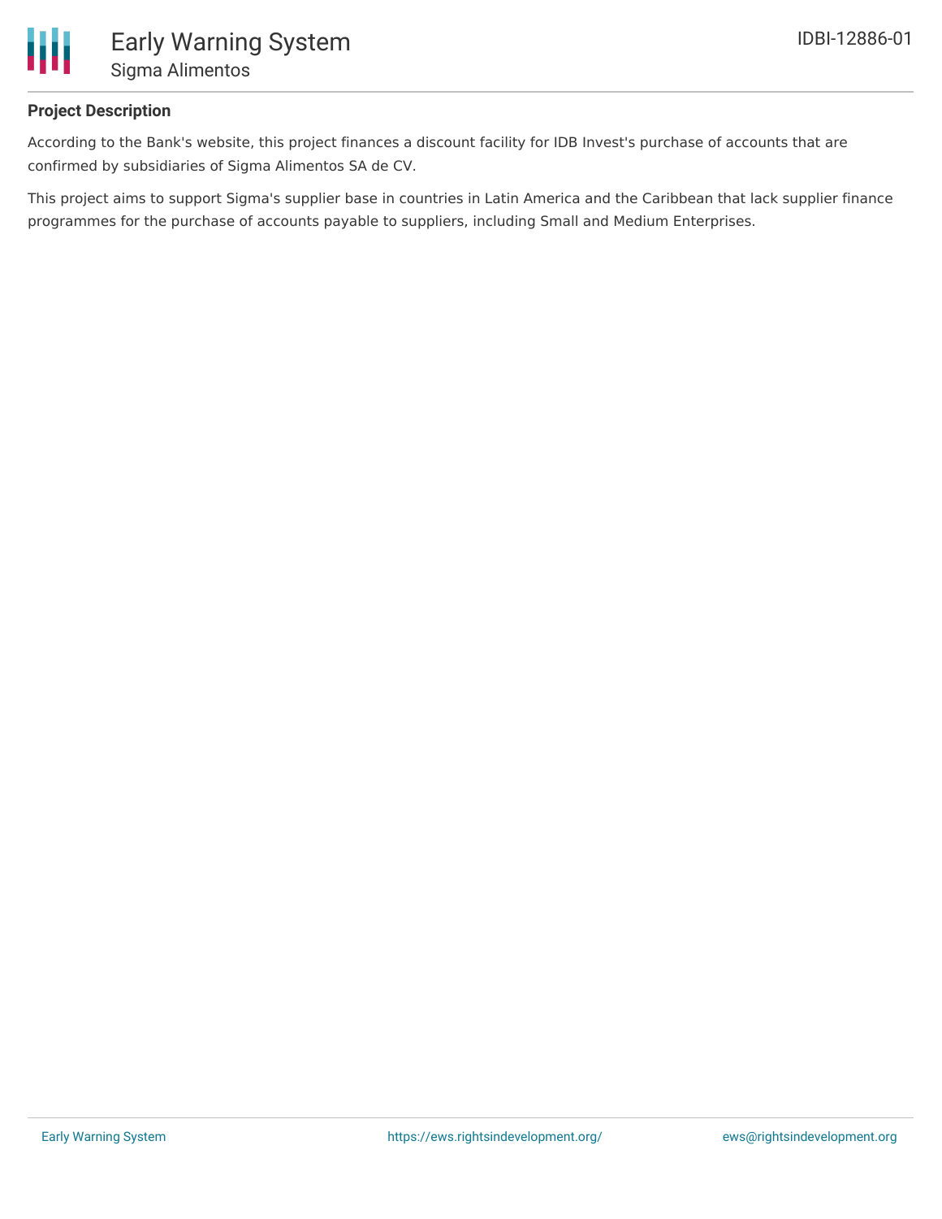## Project Description

According to the Bank's website, this project finances a discount facility for IDB Invest's purchase of accounts that are confirmed by subsidiaries of Sigma Alimentos SA de CV.

This project aims to support Sigma's supplier base in countries in Latin America and the Caribbean that lack supplier finance programmes for the purchase of accounts payable to suppliers, including Small and Medium Enterprises.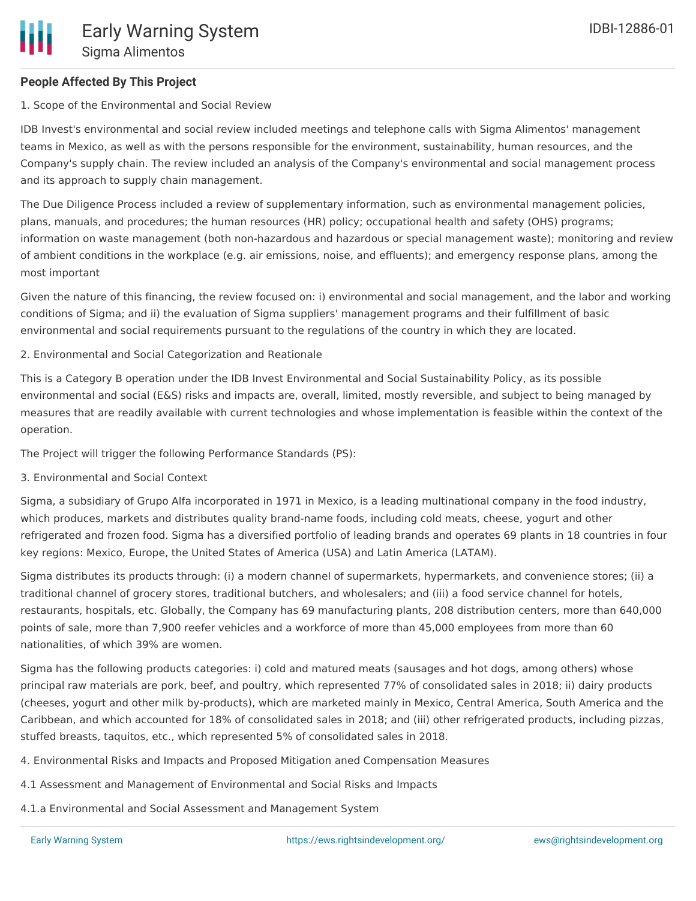## People Affected By This Project

1. Scope of the Environmental and Social Review

IDB Invest's environmental and social review included meetings and telephone calls with Sigma Alimentos' management teams in Mexico, as well as with the persons responsible for the environment, sustainability, human resources, and the Company's supply chain. The review included an analysis of the Company's environmental and social management process and its approach to supply chain management.

The Due Diligence Process included a review of supplementary information, such as environmental management policies, plans, manuals, and procedures; the human resources (HR) policy; occupational health and safety (OHS) programs; information on waste management (both non-hazardous and hazardous or special management waste); monitoring and review of ambient conditions in the workplace (e.g. air emissions, noise, and effluents); and emergency response plans, among the most important

Given the nature of this financing, the review focused on: i) environmental and social management, and the labor and working conditions of Sigma; and ii) the evaluation of Sigma suppliers' management programs and their fulfillment of basic environmental and social requirements pursuant to the regulations of the country in which they are located.

2. Environmental and Social Categorization and Reationale

This is a Category B operation under the IDB Invest Environmental and Social Sustainability Policy, as its possible environmental and social (E&S) risks and impacts are, overall, limited, mostly reversible, and subject to being managed by measures that are readily available with current technologies and whose implementation is feasible within the context of the operation.

The Project will trigger the following Performance Standards (PS):

3. Environmental and Social Context

Sigma, a subsidiary of Grupo Alfa incorporated in 1971 in Mexico, is a leading multinational company in the food industry, which produces, markets and distributes quality brand-name foods, including cold meats, cheese, yogurt and other refrigerated and frozen food. Sigma has a diversified portfolio of leading brands and operates 69 plants in 18 countries in four key regions: Mexico, Europe, the United States of America (USA) and Latin America (LATAM).

Sigma distributes its products through: (i) a modern channel of supermarkets, hypermarkets, and convenience stores; (ii) a traditional channel of grocery stores, traditional butchers, and wholesalers; and (iii) a food service channel for hotels, restaurants, hospitals, etc. Globally, the Company has 69 manufacturing plants, 208 distribution centers, more than 640,000 points of sale, more than 7,900 reefer vehicles and a workforce of more than 45,000 employees from more than 60 nationalities, of which 39% are women.

Sigma has the following products categories: i) cold and matured meats (sausages and hot dogs, among others) whose principal raw materials are pork, beef, and poultry, which represented 77% of consolidated sales in 2018; ii) dairy products (cheeses, yogurt and other milk by-products), which are marketed mainly in Mexico, Central America, South America and the Caribbean, and which accounted for 18% of consolidated sales in 2018; and (iii) other refrigerated products, including pizzas, stuffed breasts, taquitos, etc., which represented 5% of consolidated sales in 2018.

4. Environmental Risks and Impacts and Proposed Mitigation aned Compensation Measures

4.1 Assessment and Management of Environmental and Social Risks and Impacts

4.1.a Environmental and Social Assessment and Management System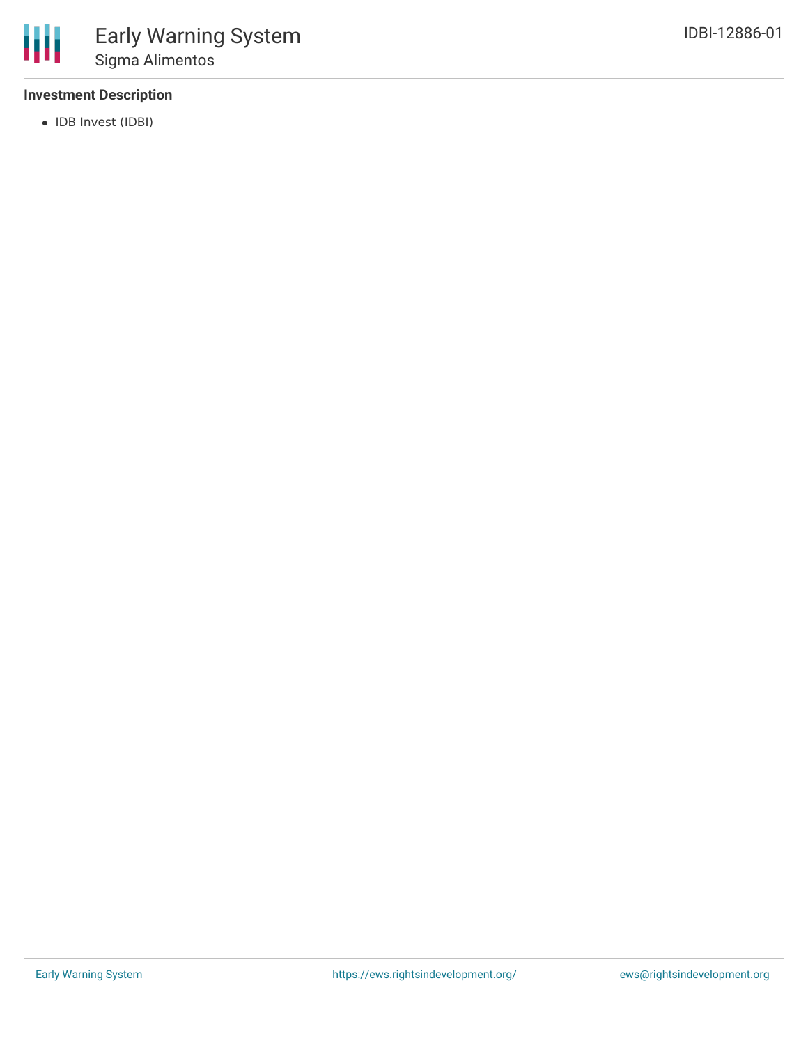### Investment Description

- IDB Invest (IDBI)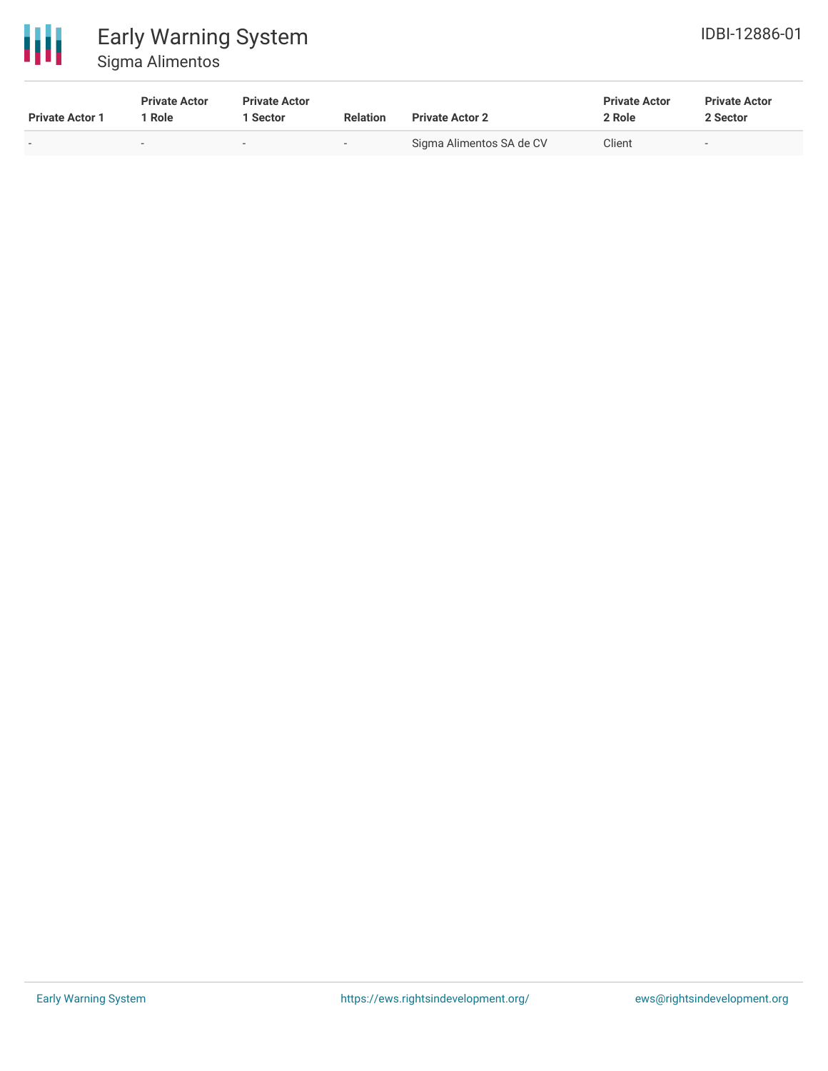| Private Actor 1 | Private Actor 1 Role | Private Actor 1 Sector | Relation | Private Actor 2 | Private Actor 2 Role | Private Actor 2 Sector |
|---|---|---|---|---|---|---|
| - | - | - | - | Sigma Alimentos SA de CV | Client | - |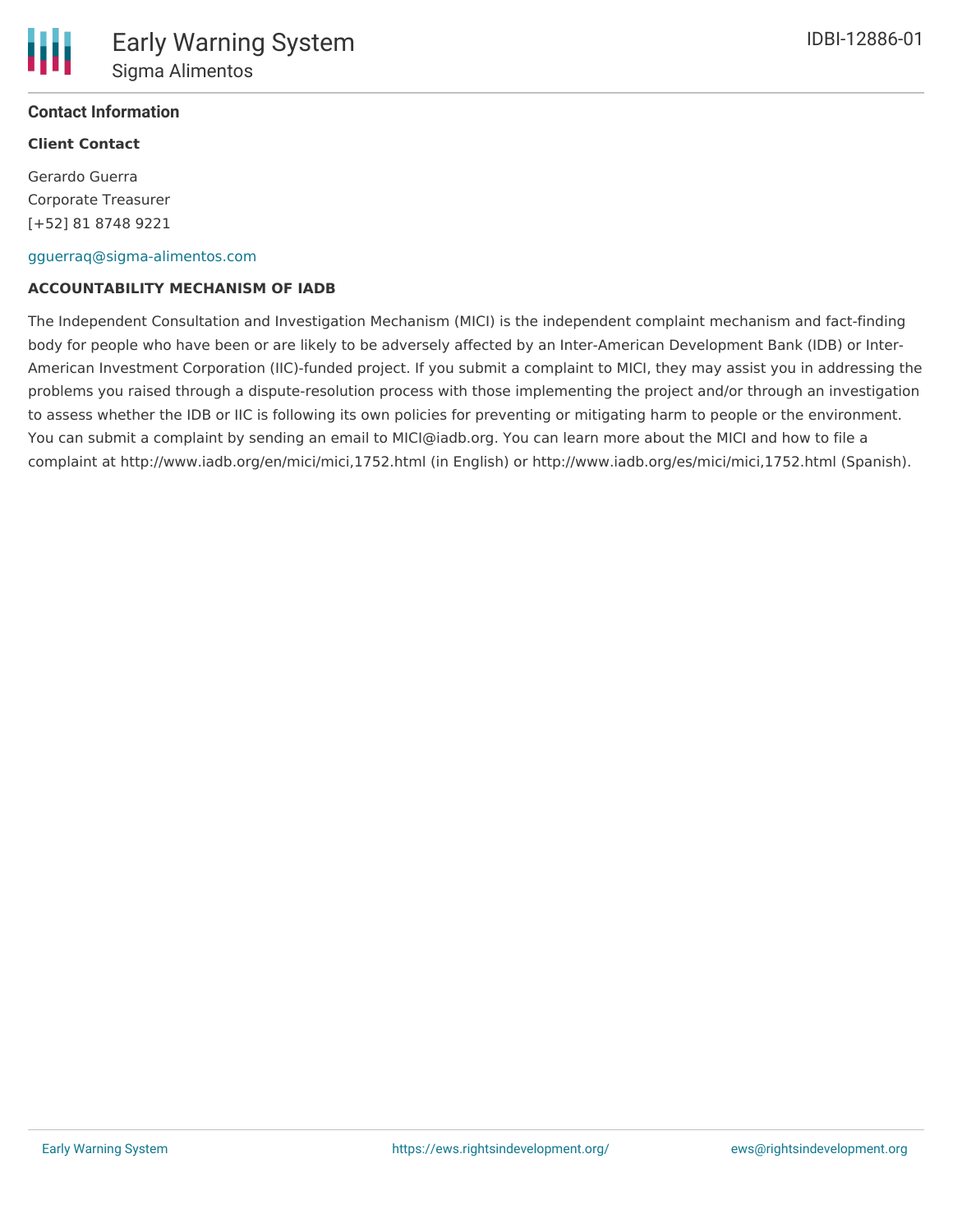### Contact Information

**Client Contact**

Gerardo Guerra
Corporate Treasurer
[+52] 81 8748 9221

gguerraq@sigma-alimentos.com

**ACCOUNTABILITY MECHANISM OF IADB**

The Independent Consultation and Investigation Mechanism (MICI) is the independent complaint mechanism and fact-finding body for people who have been or are likely to be adversely affected by an Inter-American Development Bank (IDB) or Inter-American Investment Corporation (IIC)-funded project. If you submit a complaint to MICI, they may assist you in addressing the problems you raised through a dispute-resolution process with those implementing the project and/or through an investigation to assess whether the IDB or IIC is following its own policies for preventing or mitigating harm to people or the environment. You can submit a complaint by sending an email to MICI@iadb.org. You can learn more about the MICI and how to file a complaint at http://www.iadb.org/en/mici/mici,1752.html (in English) or http://www.iadb.org/es/mici/mici,1752.html (Spanish).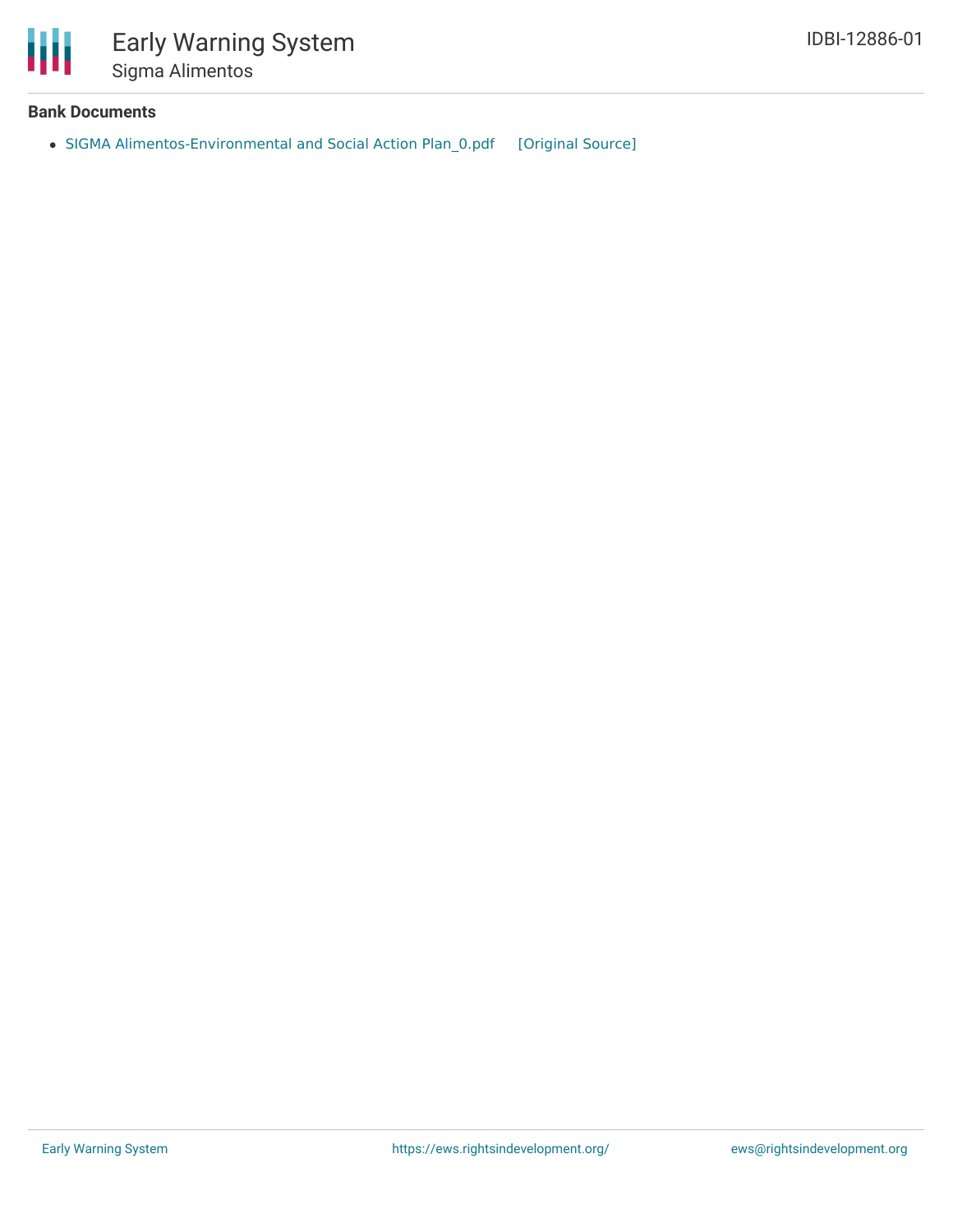## Bank Documents

- SIGMA Alimentos-Environmental and Social Action Plan_0.pdf [Original Source]